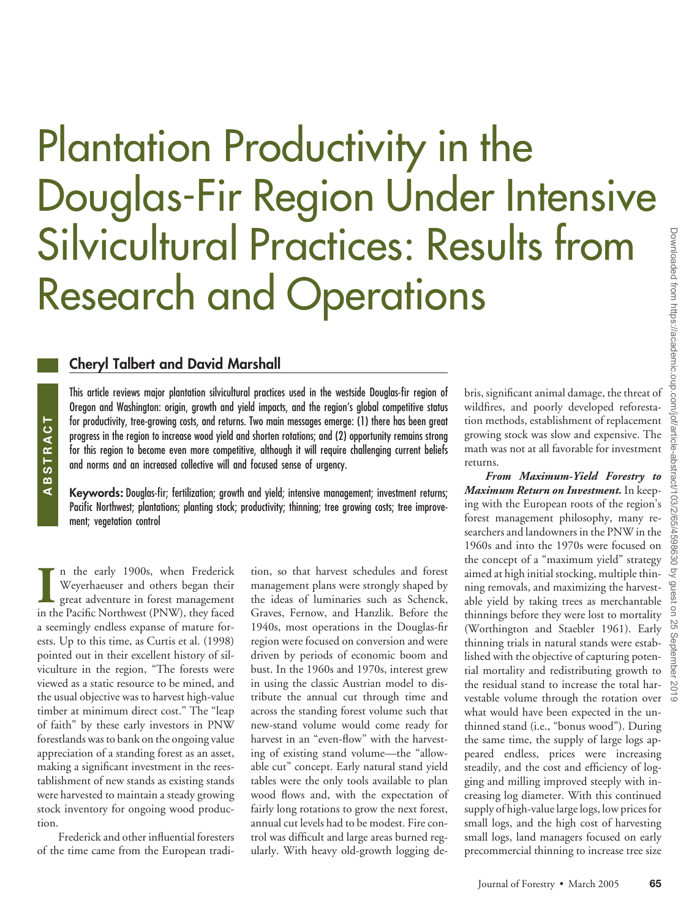# Plantation Productivity in the Douglas-Fir Region Under Intensive Silvicultural Practices: Results from Research and Operations

## Cheryl Talbert and David Marshall

**ABSTRACT**

This article reviews major plantation silvicultural practices used in the westside Douglas-fir region of Oregon and Washington: origin, growth and yield impacts, and the region's global competitive status for productivity, tree-growing costs, and returns. Two main messages emerge: (1) there has been great progress in the region to increase wood yield and shorten rotations; and (2) opportunity remains strong for this region to become even more competitive, although it will require challenging current beliefs and norms and an increased collective will and focused sense of urgency.

**Keywords:** Douglas-fir; fertilization; growth and yield; intensive management; investment returns; Pacific Northwest; plantations; planting stock; productivity; thinning; tree growing costs; tree improvement; vegetation control

In the early 1900s, when Frederick Weyerhaeuser and others began their great adventure in forest management in the Pacific Northwest (PNW), they faced a seemingly endless expanse of mature forests. Up to this time, as Curtis et al. (1998) pointed out in their excellent history of silviculture in the region, "The forests were viewed as a static resource to be mined, and the usual objective was to harvest high-value timber at minimum direct cost." The "leap of faith" by these early investors in PNW forestlands was to bank on the ongoing value appreciation of a standing forest as an asset, making a significant investment in the reestablishment of new stands as existing stands were harvested to maintain a steady growing stock inventory for ongoing wood production.

Frederick and other influential foresters of the time came from the European tradition, so that harvest schedules and forest management plans were strongly shaped by the ideas of luminaries such as Schenck, Graves, Fernow, and Hanzlik. Before the 1940s, most operations in the Douglas-fir region were focused on conversion and were driven by periods of economic boom and bust. In the 1960s and 1970s, interest grew in using the classic Austrian model to distribute the annual cut through time and across the standing forest volume such that new-stand volume would come ready for harvest in an "even-flow" with the harvesting of existing stand volume—the "allowable cut" concept. Early natural stand yield tables were the only tools available to plan wood flows and, with the expectation of fairly long rotations to grow the next forest, annual cut levels had to be modest. Fire control was difficult and large areas burned regularly. With heavy old-growth logging debris, significant animal damage, the threat of wildfires, and poorly developed reforestation methods, establishment of replacement growing stock was slow and expensive. The math was not at all favorable for investment returns.

***From Maximum-Yield Forestry to Maximum Return on Investment.*** In keeping with the European roots of the region's forest management philosophy, many researchers and landowners in the PNW in the 1960s and into the 1970s were focused on the concept of a "maximum yield" strategy aimed at high initial stocking, multiple thinning removals, and maximizing the harvestable yield by taking trees as merchantable thinnings before they were lost to mortality (Worthington and Staebler 1961). Early thinning trials in natural stands were established with the objective of capturing potential mortality and redistributing growth to the residual stand to increase the total harvestable volume through the rotation over what would have been expected in the unthinned stand (i.e., "bonus wood"). During the same time, the supply of large logs appeared endless, prices were increasing steadily, and the cost and efficiency of logging and milling improved steeply with increasing log diameter. With this continued supply of high-value large logs, low prices for small logs, and the high cost of harvesting small logs, land managers focused on early precommercial thinning to increase tree size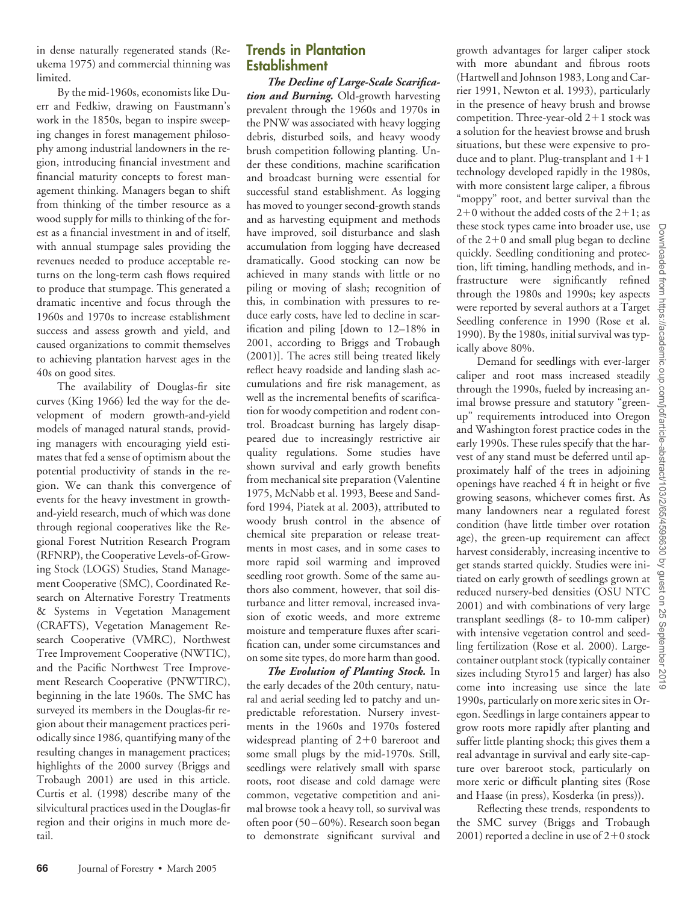in dense naturally regenerated stands (Reukema 1975) and commercial thinning was limited.

By the mid-1960s, economists like Duerr and Fedkiw, drawing on Faustmann's work in the 1850s, began to inspire sweeping changes in forest management philosophy among industrial landowners in the region, introducing financial investment and financial maturity concepts to forest management thinking. Managers began to shift from thinking of the timber resource as a wood supply for mills to thinking of the forest as a financial investment in and of itself, with annual stumpage sales providing the revenues needed to produce acceptable returns on the long-term cash flows required to produce that stumpage. This generated a dramatic incentive and focus through the 1960s and 1970s to increase establishment success and assess growth and yield, and caused organizations to commit themselves to achieving plantation harvest ages in the 40s on good sites.

The availability of Douglas-fir site curves (King 1966) led the way for the development of modern growth-and-yield models of managed natural stands, providing managers with encouraging yield estimates that fed a sense of optimism about the potential productivity of stands in the region. We can thank this convergence of events for the heavy investment in growth-and-yield research, much of which was done through regional cooperatives like the Regional Forest Nutrition Research Program (RFNRP), the Cooperative Levels-of-Growing Stock (LOGS) Studies, Stand Management Cooperative (SMC), Coordinated Research on Alternative Forestry Treatments & Systems in Vegetation Management (CRAFTS), Vegetation Management Research Cooperative (VMRC), Northwest Tree Improvement Cooperative (NWTIC), and the Pacific Northwest Tree Improvement Research Cooperative (PNWTIRC), beginning in the late 1960s. The SMC has surveyed its members in the Douglas-fir region about their management practices periodically since 1986, quantifying many of the resulting changes in management practices; highlights of the 2000 survey (Briggs and Trobaugh 2001) are used in this article. Curtis et al. (1998) describe many of the silvicultural practices used in the Douglas-fir region and their origins in much more detail.

## Trends in Plantation Establishment

***The Decline of Large-Scale Scarification and Burning.*** Old-growth harvesting prevalent through the 1960s and 1970s in the PNW was associated with heavy logging debris, disturbed soils, and heavy woody brush competition following planting. Under these conditions, machine scarification and broadcast burning were essential for successful stand establishment. As logging has moved to younger second-growth stands and as harvesting equipment and methods have improved, soil disturbance and slash accumulation from logging have decreased dramatically. Good stocking can now be achieved in many stands with little or no piling or moving of slash; recognition of this, in combination with pressures to reduce early costs, have led to decline in scarification and piling [down to 12–18% in 2001, according to Briggs and Trobaugh (2001)]. The acres still being treated likely reflect heavy roadside and landing slash accumulations and fire risk management, as well as the incremental benefits of scarification for woody competition and rodent control. Broadcast burning has largely disappeared due to increasingly restrictive air quality regulations. Some studies have shown survival and early growth benefits from mechanical site preparation (Valentine 1975, McNabb et al. 1993, Beese and Sandford 1994, Piatek at al. 2003), attributed to woody brush control in the absence of chemical site preparation or release treatments in most cases, and in some cases to more rapid soil warming and improved seedling root growth. Some of the same authors also comment, however, that soil disturbance and litter removal, increased invasion of exotic weeds, and more extreme moisture and temperature fluxes after scarification can, under some circumstances and on some site types, do more harm than good.

***The Evolution of Planting Stock.*** In the early decades of the 20th century, natural and aerial seeding led to patchy and unpredictable reforestation. Nursery investments in the 1960s and 1970s fostered widespread planting of 2+0 bareroot and some small plugs by the mid-1970s. Still, seedlings were relatively small with sparse roots, root disease and cold damage were common, vegetative competition and animal browse took a heavy toll, so survival was often poor (50–60%). Research soon began to demonstrate significant survival and growth advantages for larger caliper stock with more abundant and fibrous roots (Hartwell and Johnson 1983, Long and Carrier 1991, Newton et al. 1993), particularly in the presence of heavy brush and browse competition. Three-year-old 2+1 stock was a solution for the heaviest browse and brush situations, but these were expensive to produce and to plant. Plug-transplant and 1+1 technology developed rapidly in the 1980s, with more consistent large caliper, a fibrous "moppy" root, and better survival than the 2+0 without the added costs of the 2+1; as these stock types came into broader use, use of the 2+0 and small plug began to decline quickly. Seedling conditioning and protection, lift timing, handling methods, and infrastructure were significantly refined through the 1980s and 1990s; key aspects were reported by several authors at a Target Seedling conference in 1990 (Rose et al. 1990). By the 1980s, initial survival was typically above 80%.

Demand for seedlings with ever-larger caliper and root mass increased steadily through the 1990s, fueled by increasing animal browse pressure and statutory "green-up" requirements introduced into Oregon and Washington forest practice codes in the early 1990s. These rules specify that the harvest of any stand must be deferred until approximately half of the trees in adjoining openings have reached 4 ft in height or five growing seasons, whichever comes first. As many landowners near a regulated forest condition (have little timber over rotation age), the green-up requirement can affect harvest considerably, increasing incentive to get stands started quickly. Studies were initiated on early growth of seedlings grown at reduced nursery-bed densities (OSU NTC 2001) and with combinations of very large transplant seedlings (8- to 10-mm caliper) with intensive vegetation control and seedling fertilization (Rose et al. 2000). Large-container outplant stock (typically container sizes including Styro15 and larger) has also come into increasing use since the late 1990s, particularly on more xeric sites in Oregon. Seedlings in large containers appear to grow roots more rapidly after planting and suffer little planting shock; this gives them a real advantage in survival and early site-capture over bareroot stock, particularly on more xeric or difficult planting sites (Rose and Haase (in press), Kosderka (in press)).

Reflecting these trends, respondents to the SMC survey (Briggs and Trobaugh 2001) reported a decline in use of 2+0 stock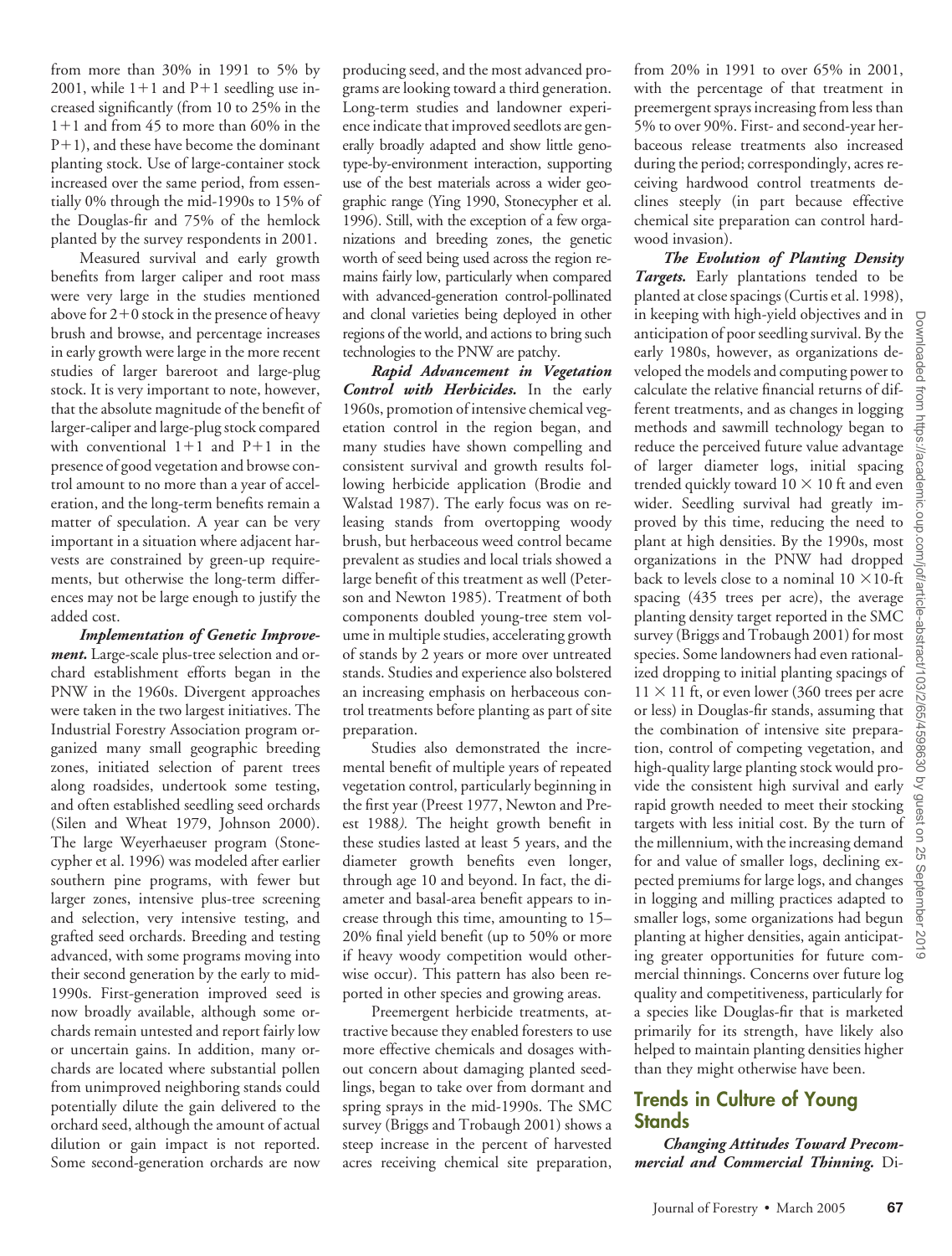from more than 30% in 1991 to 5% by 2001, while 1+1 and P+1 seedling use increased significantly (from 10 to 25% in the 1+1 and from 45 to more than 60% in the P+1), and these have become the dominant planting stock. Use of large-container stock increased over the same period, from essentially 0% through the mid-1990s to 15% of the Douglas-fir and 75% of the hemlock planted by the survey respondents in 2001.

Measured survival and early growth benefits from larger caliper and root mass were very large in the studies mentioned above for 2+0 stock in the presence of heavy brush and browse, and percentage increases in early growth were large in the more recent studies of larger bareroot and large-plug stock. It is very important to note, however, that the absolute magnitude of the benefit of larger-caliper and large-plug stock compared with conventional 1+1 and P+1 in the presence of good vegetation and browse control amount to no more than a year of acceleration, and the long-term benefits remain a matter of speculation. A year can be very important in a situation where adjacent harvests are constrained by green-up requirements, but otherwise the long-term differences may not be large enough to justify the added cost.

***Implementation of Genetic Improvement.*** Large-scale plus-tree selection and orchard establishment efforts began in the PNW in the 1960s. Divergent approaches were taken in the two largest initiatives. The Industrial Forestry Association program organized many small geographic breeding zones, initiated selection of parent trees along roadsides, undertook some testing, and often established seedling seed orchards (Silen and Wheat 1979, Johnson 2000). The large Weyerhaeuser program (Stonecypher et al. 1996) was modeled after earlier southern pine programs, with fewer but larger zones, intensive plus-tree screening and selection, very intensive testing, and grafted seed orchards. Breeding and testing advanced, with some programs moving into their second generation by the early to mid-1990s. First-generation improved seed is now broadly available, although some orchards remain untested and report fairly low or uncertain gains. In addition, many orchards are located where substantial pollen from unimproved neighboring stands could potentially dilute the gain delivered to the orchard seed, although the amount of actual dilution or gain impact is not reported. Some second-generation orchards are now producing seed, and the most advanced programs are looking toward a third generation. Long-term studies and landowner experience indicate that improved seedlots are generally broadly adapted and show little genotype-by-environment interaction, supporting use of the best materials across a wider geographic range (Ying 1990, Stonecypher et al. 1996). Still, with the exception of a few organizations and breeding zones, the genetic worth of seed being used across the region remains fairly low, particularly when compared with advanced-generation control-pollinated and clonal varieties being deployed in other regions of the world, and actions to bring such technologies to the PNW are patchy.

***Rapid Advancement in Vegetation Control with Herbicides.*** In the early 1960s, promotion of intensive chemical vegetation control in the region began, and many studies have shown compelling and consistent survival and growth results following herbicide application (Brodie and Walstad 1987). The early focus was on releasing stands from overtopping woody brush, but herbaceous weed control became prevalent as studies and local trials showed a large benefit of this treatment as well (Peterson and Newton 1985). Treatment of both components doubled young-tree stem volume in multiple studies, accelerating growth of stands by 2 years or more over untreated stands. Studies and experience also bolstered an increasing emphasis on herbaceous control treatments before planting as part of site preparation.

Studies also demonstrated the incremental benefit of multiple years of repeated vegetation control, particularly beginning in the first year (Preest 1977, Newton and Preest 1988). The height growth benefit in these studies lasted at least 5 years, and the diameter growth benefits even longer, through age 10 and beyond. In fact, the diameter and basal-area benefit appears to increase through this time, amounting to 15–20% final yield benefit (up to 50% or more if heavy woody competition would otherwise occur). This pattern has also been reported in other species and growing areas.

Preemergent herbicide treatments, attractive because they enabled foresters to use more effective chemicals and dosages without concern about damaging planted seedlings, began to take over from dormant and spring sprays in the mid-1990s. The SMC survey (Briggs and Trobaugh 2001) shows a steep increase in the percent of harvested acres receiving chemical site preparation, from 20% in 1991 to over 65% in 2001, with the percentage of that treatment in preemergent sprays increasing from less than 5% to over 90%. First- and second-year herbaceous release treatments also increased during the period; correspondingly, acres receiving hardwood control treatments declines steeply (in part because effective chemical site preparation can control hardwood invasion).

***The Evolution of Planting Density Targets.*** Early plantations tended to be planted at close spacings (Curtis et al. 1998), in keeping with high-yield objectives and in anticipation of poor seedling survival. By the early 1980s, however, as organizations developed the models and computing power to calculate the relative financial returns of different treatments, and as changes in logging methods and sawmill technology began to reduce the perceived future value advantage of larger diameter logs, initial spacing trended quickly toward 10 × 10 ft and even wider. Seedling survival had greatly improved by this time, reducing the need to plant at high densities. By the 1990s, most organizations in the PNW had dropped back to levels close to a nominal 10 ×10-ft spacing (435 trees per acre), the average planting density target reported in the SMC survey (Briggs and Trobaugh 2001) for most species. Some landowners had even rationalized dropping to initial planting spacings of 11 × 11 ft, or even lower (360 trees per acre or less) in Douglas-fir stands, assuming that the combination of intensive site preparation, control of competing vegetation, and high-quality large planting stock would provide the consistent high survival and early rapid growth needed to meet their stocking targets with less initial cost. By the turn of the millennium, with the increasing demand for and value of smaller logs, declining expected premiums for large logs, and changes in logging and milling practices adapted to smaller logs, some organizations had begun planting at higher densities, again anticipating greater opportunities for future commercial thinnings. Concerns over future log quality and competitiveness, particularly for a species like Douglas-fir that is marketed primarily for its strength, have likely also helped to maintain planting densities higher than they might otherwise have been.

## Trends in Culture of Young Stands

***Changing Attitudes Toward Precommercial and Commercial Thinning.*** Di-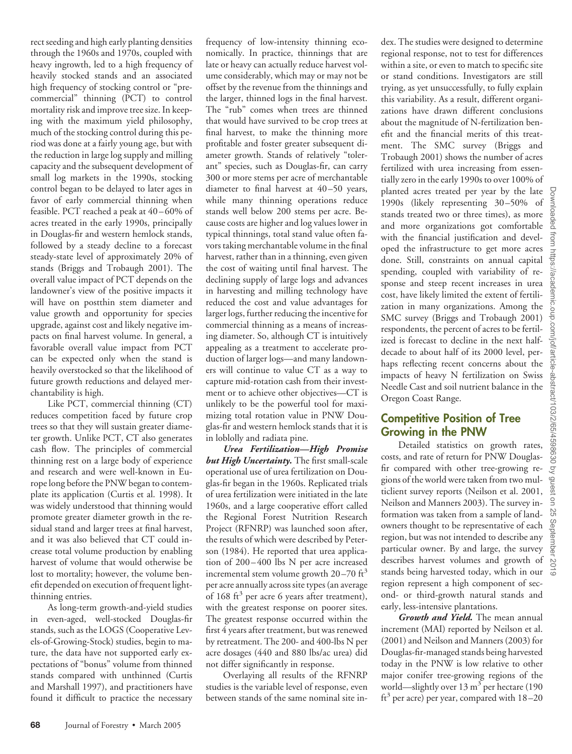rect seeding and high early planting densities through the 1960s and 1970s, coupled with heavy ingrowth, led to a high frequency of heavily stocked stands and an associated high frequency of stocking control or "precommercial" thinning (PCT) to control mortality risk and improve tree size. In keeping with the maximum yield philosophy, much of the stocking control during this period was done at a fairly young age, but with the reduction in large log supply and milling capacity and the subsequent development of small log markets in the 1990s, stocking control began to be delayed to later ages in favor of early commercial thinning when feasible. PCT reached a peak at 40–60% of acres treated in the early 1990s, principally in Douglas-fir and western hemlock stands, followed by a steady decline to a forecast steady-state level of approximately 20% of stands (Briggs and Trobaugh 2001). The overall value impact of PCT depends on the landowner's view of the positive impacts it will have on postthin stem diameter and value growth and opportunity for species upgrade, against cost and likely negative impacts on final harvest volume. In general, a favorable overall value impact from PCT can be expected only when the stand is heavily overstocked so that the likelihood of future growth reductions and delayed merchantability is high.

Like PCT, commercial thinning (CT) reduces competition faced by future crop trees so that they will sustain greater diameter growth. Unlike PCT, CT also generates cash flow. The principles of commercial thinning rest on a large body of experience and research and were well-known in Europe long before the PNW began to contemplate its application (Curtis et al. 1998). It was widely understood that thinning would promote greater diameter growth in the residual stand and larger trees at final harvest, and it was also believed that CT could increase total volume production by enabling harvest of volume that would otherwise be lost to mortality; however, the volume benefit depended on execution of frequent light-thinning entries.

As long-term growth-and-yield studies in even-aged, well-stocked Douglas-fir stands, such as the LOGS (Cooperative Levels-of-Growing-Stock) studies, begin to mature, the data have not supported early expectations of "bonus" volume from thinned stands compared with unthinned (Curtis and Marshall 1997), and practitioners have found it difficult to practice the necessary frequency of low-intensity thinning economically. In practice, thinnings that are late or heavy can actually reduce harvest volume considerably, which may or may not be offset by the revenue from the thinnings and the larger, thinned logs in the final harvest. The "rub" comes when trees are thinned that would have survived to be crop trees at final harvest, to make the thinning more profitable and foster greater subsequent diameter growth. Stands of relatively "tolerant" species, such as Douglas-fir, can carry 300 or more stems per acre of merchantable diameter to final harvest at 40–50 years, while many thinning operations reduce stands well below 200 stems per acre. Because costs are higher and log values lower in typical thinnings, total stand value often favors taking merchantable volume in the final harvest, rather than in a thinning, even given the cost of waiting until final harvest. The declining supply of large logs and advances in harvesting and milling technology have reduced the cost and value advantages for larger logs, further reducing the incentive for commercial thinning as a means of increasing diameter. So, although CT is intuitively appealing as a treatment to accelerate production of larger logs—and many landowners will continue to value CT as a way to capture mid-rotation cash from their investment or to achieve other objectives—CT is unlikely to be the powerful tool for maximizing total rotation value in PNW Douglas-fir and western hemlock stands that it is in loblolly and radiata pine.

***Urea Fertilization—High Promise but High Uncertainty.*** The first small-scale operational use of urea fertilization on Douglas-fir began in the 1960s. Replicated trials of urea fertilization were initiated in the late 1960s, and a large cooperative effort called the Regional Forest Nutrition Research Project (RFNRP) was launched soon after, the results of which were described by Peterson (1984). He reported that urea application of 200–400 lbs N per acre increased incremental stem volume growth 20–70 $ft^3$ per acre annually across site types (an average of 168 $ft^3$ per acre 6 years after treatment), with the greatest response on poorer sites. The greatest response occurred within the first 4 years after treatment, but was renewed by retreatment. The 200- and 400-lbs N per acre dosages (440 and 880 lbs/ac urea) did not differ significantly in response.

Overlaying all results of the RFNRP studies is the variable level of response, even between stands of the same nominal site index. The studies were designed to determine regional response, not to test for differences within a site, or even to match to specific site or stand conditions. Investigators are still trying, as yet unsuccessfully, to fully explain this variability. As a result, different organizations have drawn different conclusions about the magnitude of N-fertilization benefit and the financial merits of this treatment. The SMC survey (Briggs and Trobaugh 2001) shows the number of acres fertilized with urea increasing from essentially zero in the early 1990s to over 100% of planted acres treated per year by the late 1990s (likely representing 30–50% of stands treated two or three times), as more and more organizations got comfortable with the financial justification and developed the infrastructure to get more acres done. Still, constraints on annual capital spending, coupled with variability of response and steep recent increases in urea cost, have likely limited the extent of fertilization in many organizations. Among the SMC survey (Briggs and Trobaugh 2001) respondents, the percent of acres to be fertilized is forecast to decline in the next half-decade to about half of its 2000 level, perhaps reflecting recent concerns about the impacts of heavy N fertilization on Swiss Needle Cast and soil nutrient balance in the Oregon Coast Range.

## Competitive Position of Tree Growing in the PNW

Detailed statistics on growth rates, costs, and rate of return for PNW Douglas-fir compared with other tree-growing regions of the world were taken from two multiclient survey reports (Neilson et al. 2001, Neilson and Manners 2003). The survey information was taken from a sample of landowners thought to be representative of each region, but was not intended to describe any particular owner. By and large, the survey describes harvest volumes and growth of stands being harvested today, which in our region represent a high component of second- or third-growth natural stands and early, less-intensive plantations.

***Growth and Yield.*** The mean annual increment (MAI) reported by Neilson et al. (2001) and Neilson and Manners (2003) for Douglas-fir-managed stands being harvested today in the PNW is low relative to other major conifer tree-growing regions of the world—slightly over 13 $m^3$ per hectare (190 $ft^3$ per acre) per year, compared with 18–20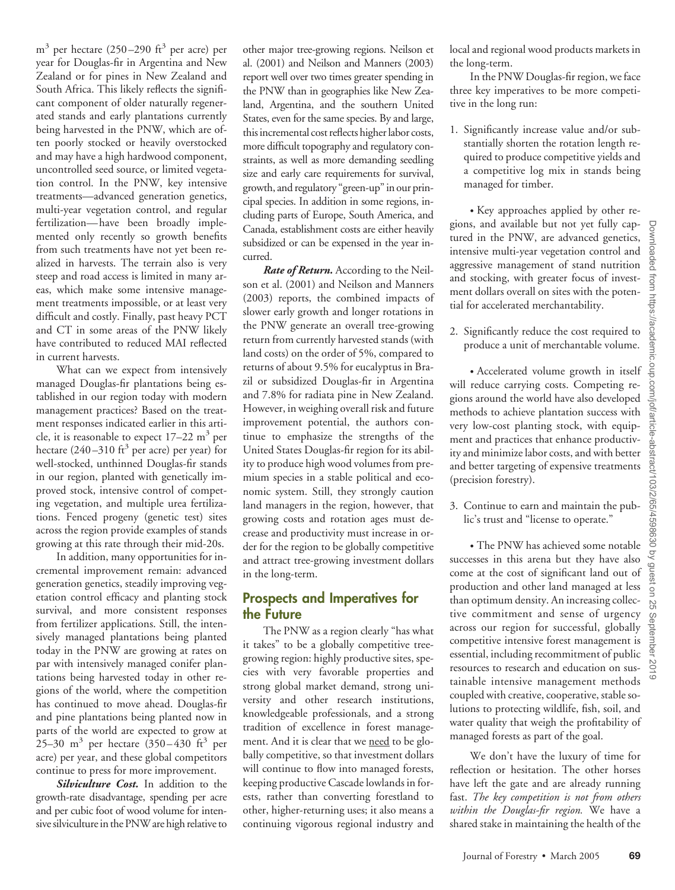$m^3$ per hectare (250–290 $ft^3$ per acre) per year for Douglas-fir in Argentina and New Zealand or for pines in New Zealand and South Africa. This likely reflects the significant component of older naturally regenerated stands and early plantations currently being harvested in the PNW, which are often poorly stocked or heavily overstocked and may have a high hardwood component, uncontrolled seed source, or limited vegetation control. In the PNW, key intensive treatments—advanced generation genetics, multi-year vegetation control, and regular fertilization—have been broadly implemented only recently so growth benefits from such treatments have not yet been realized in harvests. The terrain also is very steep and road access is limited in many areas, which make some intensive management treatments impossible, or at least very difficult and costly. Finally, past heavy PCT and CT in some areas of the PNW likely have contributed to reduced MAI reflected in current harvests.

What can we expect from intensively managed Douglas-fir plantations being established in our region today with modern management practices? Based on the treatment responses indicated earlier in this article, it is reasonable to expect 17–22 $m^3$ per hectare (240–310 $ft^3$ per acre) per year) for well-stocked, unthinned Douglas-fir stands in our region, planted with genetically improved stock, intensive control of competing vegetation, and multiple urea fertilizations. Fenced progeny (genetic test) sites across the region provide examples of stands growing at this rate through their mid-20s.

In addition, many opportunities for incremental improvement remain: advanced generation genetics, steadily improving vegetation control efficacy and planting stock survival, and more consistent responses from fertilizer applications. Still, the intensively managed plantations being planted today in the PNW are growing at rates on par with intensively managed conifer plantations being harvested today in other regions of the world, where the competition has continued to move ahead. Douglas-fir and pine plantations being planted now in parts of the world are expected to grow at 25–30 $m^3$ per hectare (350–430 $ft^3$ per acre) per year, and these global competitors continue to press for more improvement.

***Silviculture Cost.*** In addition to the growth-rate disadvantage, spending per acre and per cubic foot of wood volume for intensive silviculture in the PNW are high relative to other major tree-growing regions. Neilson et al. (2001) and Neilson and Manners (2003) report well over two times greater spending in the PNW than in geographies like New Zealand, Argentina, and the southern United States, even for the same species. By and large, this incremental cost reflects higher labor costs, more difficult topography and regulatory constraints, as well as more demanding seedling size and early care requirements for survival, growth, and regulatory "green-up" in our principal species. In addition in some regions, including parts of Europe, South America, and Canada, establishment costs are either heavily subsidized or can be expensed in the year incurred.

***Rate of Return.*** According to the Neilson et al. (2001) and Neilson and Manners (2003) reports, the combined impacts of slower early growth and longer rotations in the PNW generate an overall tree-growing return from currently harvested stands (with land costs) on the order of 5%, compared to returns of about 9.5% for eucalyptus in Brazil or subsidized Douglas-fir in Argentina and 7.8% for radiata pine in New Zealand. However, in weighing overall risk and future improvement potential, the authors continue to emphasize the strengths of the United States Douglas-fir region for its ability to produce high wood volumes from premium species in a stable political and economic system. Still, they strongly caution land managers in the region, however, that growing costs and rotation ages must decrease and productivity must increase in order for the region to be globally competitive and attract tree-growing investment dollars in the long-term.

## Prospects and Imperatives for the Future

The PNW as a region clearly "has what it takes" to be a globally competitive tree-growing region: highly productive sites, species with very favorable properties and strong global market demand, strong university and other research institutions, knowledgeable professionals, and a strong tradition of excellence in forest management. And it is clear that we need to be globally competitive, so that investment dollars will continue to flow into managed forests, keeping productive Cascade lowlands in forests, rather than converting forestland to other, higher-returning uses; it also means a continuing vigorous regional industry and local and regional wood products markets in the long-term.

In the PNW Douglas-fir region, we face three key imperatives to be more competitive in the long run:

1. Significantly increase value and/or substantially shorten the rotation length required to produce competitive yields and a competitive log mix in stands being managed for timber.

   • Key approaches applied by other regions, and available but not yet fully captured in the PNW, are advanced genetics, intensive multi-year vegetation control and aggressive management of stand nutrition and stocking, with greater focus of investment dollars overall on sites with the potential for accelerated merchantability.

2. Significantly reduce the cost required to produce a unit of merchantable volume.

   • Accelerated volume growth in itself will reduce carrying costs. Competing regions around the world have also developed methods to achieve plantation success with very low-cost planting stock, with equipment and practices that enhance productivity and minimize labor costs, and with better and better targeting of expensive treatments (precision forestry).

3. Continue to earn and maintain the public's trust and "license to operate."

   • The PNW has achieved some notable successes in this arena but they have also come at the cost of significant land out of production and other land managed at less than optimum density. An increasing collective commitment and sense of urgency across our region for successful, globally competitive intensive forest management is essential, including recommitment of public resources to research and education on sustainable intensive management methods coupled with creative, cooperative, stable solutions to protecting wildlife, fish, soil, and water quality that weigh the profitability of managed forests as part of the goal.

We don't have the luxury of time for reflection or hesitation. The other horses have left the gate and are already running fast. *The key competition is not from others within the Douglas-fir region.* We have a shared stake in maintaining the health of the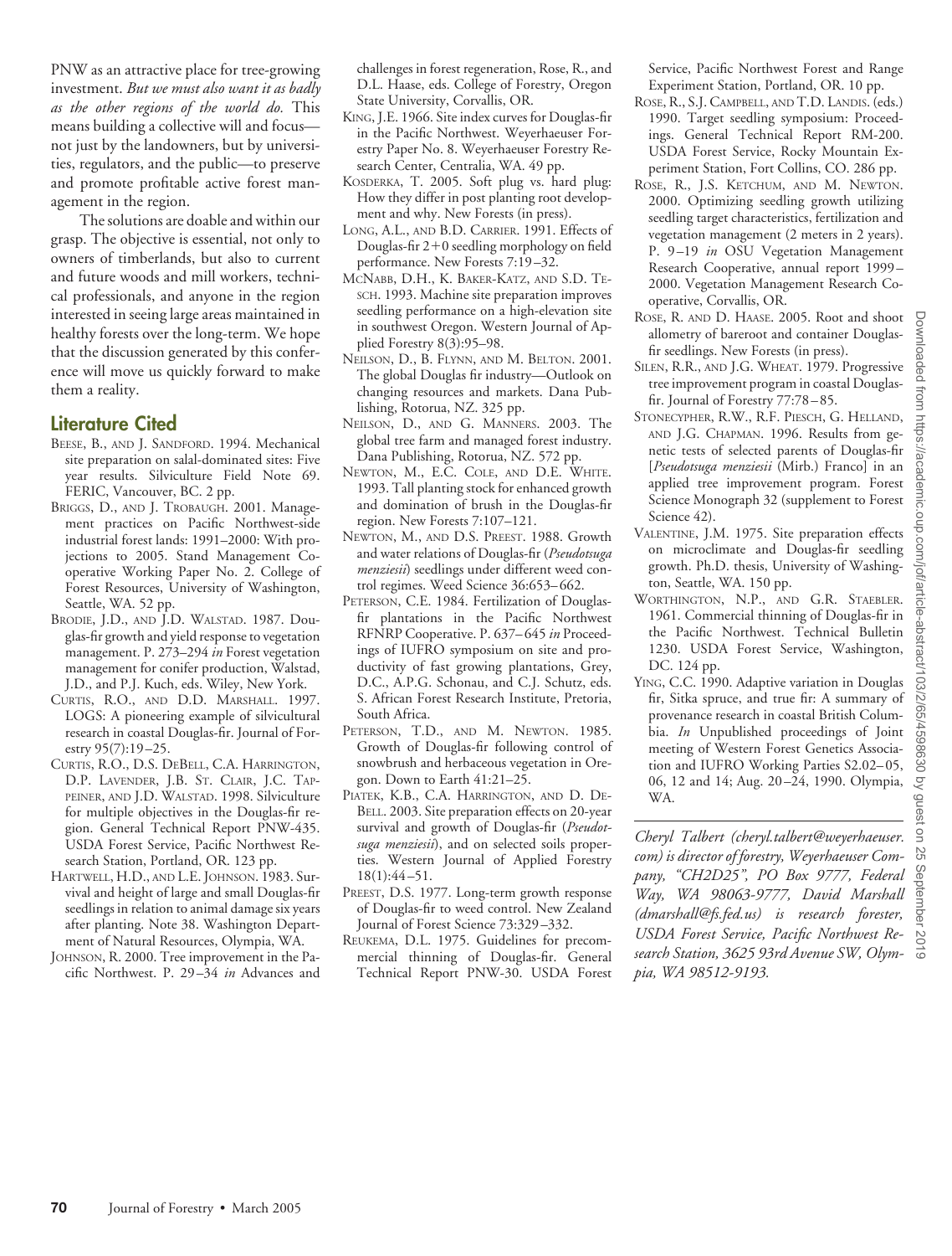PNW as an attractive place for tree-growing investment. *But we must also want it as badly as the other regions of the world do.* This means building a collective will and focus—not just by the landowners, but by universities, regulators, and the public—to preserve and promote profitable active forest management in the region.

The solutions are doable and within our grasp. The objective is essential, not only to owners of timberlands, but also to current and future woods and mill workers, technical professionals, and anyone in the region interested in seeing large areas maintained in healthy forests over the long-term. We hope that the discussion generated by this conference will move us quickly forward to make them a reality.

## Literature Cited

BEESE, B., AND J. SANDFORD. 1994. Mechanical site preparation on salal-dominated sites: Five year results. Silviculture Field Note 69. FERIC, Vancouver, BC. 2 pp.

BRIGGS, D., AND J. TROBAUGH. 2001. Management practices on Pacific Northwest-side industrial forest lands: 1991–2000: With projections to 2005. Stand Management Cooperative Working Paper No. 2. College of Forest Resources, University of Washington, Seattle, WA. 52 pp.

BRODIE, J.D., AND J.D. WALSTAD. 1987. Douglas-fir growth and yield response to vegetation management. P. 273–294 *in* Forest vegetation management for conifer production, Walstad, J.D., and P.J. Kuch, eds. Wiley, New York.

CURTIS, R.O., AND D.D. MARSHALL. 1997. LOGS: A pioneering example of silvicultural research in coastal Douglas-fir. Journal of Forestry 95(7):19–25.

CURTIS, R.O., D.S. DEBELL, C.A. HARRINGTON, D.P. LAVENDER, J.B. ST. CLAIR, J.C. TAPPEINER, AND J.D. WALSTAD. 1998. Silviculture for multiple objectives in the Douglas-fir region. General Technical Report PNW-435. USDA Forest Service, Pacific Northwest Research Station, Portland, OR. 123 pp.

HARTWELL, H.D., AND L.E. JOHNSON. 1983. Survival and height of large and small Douglas-fir seedlings in relation to animal damage six years after planting. Note 38. Washington Department of Natural Resources, Olympia, WA.

JOHNSON, R. 2000. Tree improvement in the Pacific Northwest. P. 29–34 *in* Advances and challenges in forest regeneration, Rose, R., and D.L. Haase, eds. College of Forestry, Oregon State University, Corvallis, OR.

KING, J.E. 1966. Site index curves for Douglas-fir in the Pacific Northwest. Weyerhaeuser Forestry Paper No. 8. Weyerhaeuser Forestry Research Center, Centralia, WA. 49 pp.

KOSDERKA, T. 2005. Soft plug vs. hard plug: How they differ in post planting root development and why. New Forests (in press).

LONG, A.L., AND B.D. CARRIER. 1991. Effects of Douglas-fir 2+0 seedling morphology on field performance. New Forests 7:19–32.

MCNABB, D.H., K. BAKER-KATZ, AND S.D. TESCH. 1993. Machine site preparation improves seedling performance on a high-elevation site in southwest Oregon. Western Journal of Applied Forestry 8(3):95–98.

NEILSON, D., B. FLYNN, AND M. BELTON. 2001. The global Douglas fir industry—Outlook on changing resources and markets. Dana Publishing, Rotorua, NZ. 325 pp.

NEILSON, D., AND G. MANNERS. 2003. The global tree farm and managed forest industry. Dana Publishing, Rotorua, NZ. 572 pp.

NEWTON, M., E.C. COLE, AND D.E. WHITE. 1993. Tall planting stock for enhanced growth and domination of brush in the Douglas-fir region. New Forests 7:107–121.

NEWTON, M., AND D.S. PREEST. 1988. Growth and water relations of Douglas-fir (*Pseudotsuga menziesii*) seedlings under different weed control regimes. Weed Science 36:653–662.

PETERSON, C.E. 1984. Fertilization of Douglas-fir plantations in the Pacific Northwest RFNRP Cooperative. P. 637–645 *in* Proceedings of IUFRO symposium on site and productivity of fast growing plantations, Grey, D.C., A.P.G. Schonau, and C.J. Schutz, eds. S. African Forest Research Institute, Pretoria, South Africa.

PETERSON, T.D., AND M. NEWTON. 1985. Growth of Douglas-fir following control of snowbrush and herbaceous vegetation in Oregon. Down to Earth 41:21–25.

PIATEK, K.B., C.A. HARRINGTON, AND D. DEBELL. 2003. Site preparation effects on 20-year survival and growth of Douglas-fir (*Pseudotsuga menziesii*), and on selected soils properties. Western Journal of Applied Forestry 18(1):44–51.

PREEST, D.S. 1977. Long-term growth response of Douglas-fir to weed control. New Zealand Journal of Forest Science 73:329–332.

REUKEMA, D.L. 1975. Guidelines for precommercial thinning of Douglas-fir. General Technical Report PNW-30. USDA Forest Service, Pacific Northwest Forest and Range Experiment Station, Portland, OR. 10 pp.

ROSE, R., S.J. CAMPBELL, AND T.D. LANDIS. (eds.) 1990. Target seedling symposium: Proceedings. General Technical Report RM-200. USDA Forest Service, Rocky Mountain Experiment Station, Fort Collins, CO. 286 pp.

ROSE, R., J.S. KETCHUM, AND M. NEWTON. 2000. Optimizing seedling growth utilizing seedling target characteristics, fertilization and vegetation management (2 meters in 2 years). P. 9–19 *in* OSU Vegetation Management Research Cooperative, annual report 1999–2000. Vegetation Management Research Cooperative, Corvallis, OR.

ROSE, R. AND D. HAASE. 2005. Root and shoot allometry of bareroot and container Douglas-fir seedlings. New Forests (in press).

SILEN, R.R., AND J.G. WHEAT. 1979. Progressive tree improvement program in coastal Douglas-fir. Journal of Forestry 77:78–85.

STONECYPHER, R.W., R.F. PIESCH, G. HELLAND, AND J.G. CHAPMAN. 1996. Results from genetic tests of selected parents of Douglas-fir [*Pseudotsuga menziesii* (Mirb.) Franco] in an applied tree improvement program. Forest Science Monograph 32 (supplement to Forest Science 42).

VALENTINE, J.M. 1975. Site preparation effects on microclimate and Douglas-fir seedling growth. Ph.D. thesis, University of Washington, Seattle, WA. 150 pp.

WORTHINGTON, N.P., AND G.R. STAEBLER. 1961. Commercial thinning of Douglas-fir in the Pacific Northwest. Technical Bulletin 1230. USDA Forest Service, Washington, DC. 124 pp.

YING, C.C. 1990. Adaptive variation in Douglas fir, Sitka spruce, and true fir: A summary of provenance research in coastal British Columbia. *In* Unpublished proceedings of Joint meeting of Western Forest Genetics Association and IUFRO Working Parties S2.02–05, 06, 12 and 14; Aug. 20–24, 1990. Olympia, WA.

*Cheryl Talbert (cheryl.talbert@weyerhaeuser.com) is director of forestry, Weyerhaeuser Company, "CH2D25", PO Box 9777, Federal Way, WA 98063-9777, David Marshall (dmarshall@fs.fed.us) is research forester, USDA Forest Service, Pacific Northwest Research Station, 3625 93rd Avenue SW, Olympia, WA 98512-9193.*